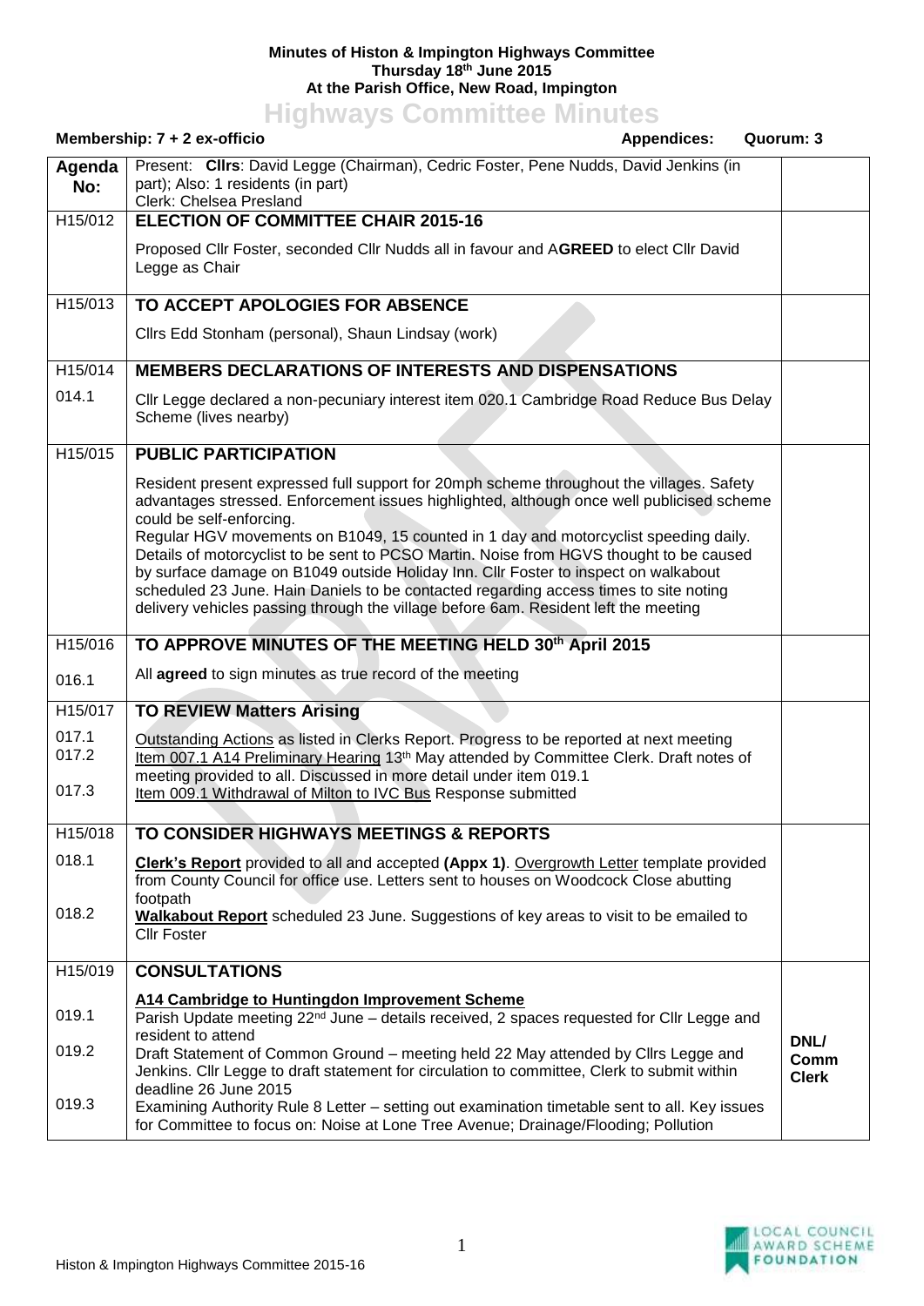**Minutes of Histon & Impington Highways Committee**
**Thursday 18th June 2015**
**At the Parish Office, New Road, Impington**

# Highways Committee Minutes

**Membership: 7 + 2 ex-officio** **Appendices: Quorum: 3**

| Agenda No: | Present: **Cllrs**: David Legge (Chairman), Cedric Foster, Pene Nudds, David Jenkins (in part); Also: 1 residents (in part) Clerk: Chelsea Presland | |
|---|---|---|
| H15/012 | **ELECTION OF COMMITTEE CHAIR 2015-16** | |
| | Proposed Cllr Foster, seconded Cllr Nudds all in favour and A**GREED** to elect Cllr David Legge as Chair | |
| H15/013 | **TO ACCEPT APOLOGIES FOR ABSENCE** | |
| | Cllrs Edd Stonham (personal), Shaun Lindsay (work) | |
| H15/014 | **MEMBERS DECLARATIONS OF INTERESTS AND DISPENSATIONS** | |
| 014.1 | Cllr Legge declared a non-pecuniary interest item 020.1 Cambridge Road Reduce Bus Delay Scheme (lives nearby) | |
| H15/015 | **PUBLIC PARTICIPATION** | |
| | Resident present expressed full support for 20mph scheme throughout the villages. Safety advantages stressed. Enforcement issues highlighted, although once well publicised scheme could be self-enforcing.<br>Regular HGV movements on B1049, 15 counted in 1 day and motorcyclist speeding daily. Details of motorcyclist to be sent to PCSO Martin. Noise from HGVS thought to be caused by surface damage on B1049 outside Holiday Inn. Cllr Foster to inspect on walkabout scheduled 23 June. Hain Daniels to be contacted regarding access times to site noting delivery vehicles passing through the village before 6am. Resident left the meeting | |
| H15/016 | **TO APPROVE MINUTES OF THE MEETING HELD 30th April 2015** | |
| 016.1 | All **agreed** to sign minutes as true record of the meeting | |
| H15/017 | **TO REVIEW Matters Arising** | |
| 017.1<br>017.2<br><br>017.3 | Outstanding Actions as listed in Clerks Report. Progress to be reported at next meeting<br>Item 007.1 A14 Preliminary Hearing 13th May attended by Committee Clerk. Draft notes of meeting provided to all. Discussed in more detail under item 019.1<br>Item 009.1 Withdrawal of Milton to IVC Bus Response submitted | |
| H15/018 | **TO CONSIDER HIGHWAYS MEETINGS & REPORTS** | |
| 018.1<br><br><br>018.2 | **Clerk's Report** provided to all and accepted **(Appx 1)**. Overgrowth Letter template provided from County Council for office use. Letters sent to houses on Woodcock Close abutting footpath<br>**Walkabout Report** scheduled 23 June. Suggestions of key areas to visit to be emailed to Cllr Foster | |
| H15/019 | **CONSULTATIONS** | |
| <br>019.1<br><br>019.2<br><br><br>019.3 | **A14 Cambridge to Huntingdon Improvement Scheme**<br>Parish Update meeting 22nd June – details received, 2 spaces requested for Cllr Legge and resident to attend<br>Draft Statement of Common Ground – meeting held 22 May attended by Cllrs Legge and Jenkins. Cllr Legge to draft statement for circulation to committee, Clerk to submit within deadline 26 June 2015<br>Examining Authority Rule 8 Letter – setting out examination timetable sent to all. Key issues for Committee to focus on: Noise at Lone Tree Avenue; Drainage/Flooding; Pollution | <br><br><br>**DNL/ Comm Clerk** |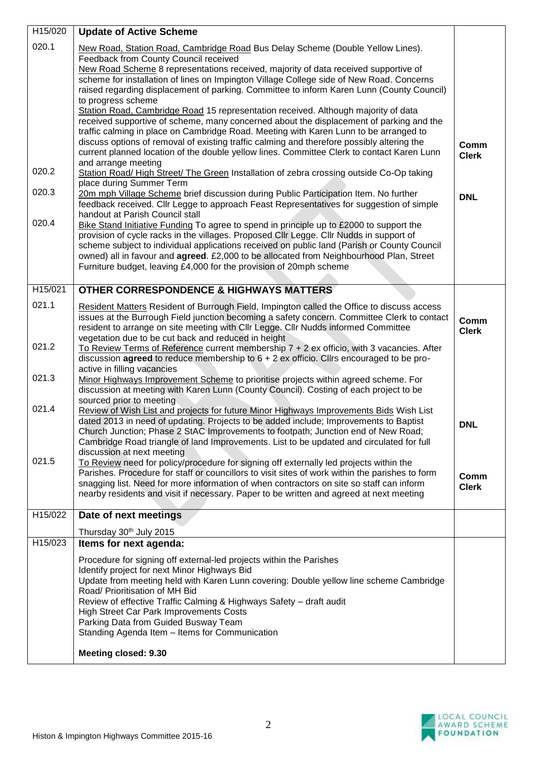| | | |
|---|---|---|
| H15/020 | **Update of Active Scheme** | |
| 020.1 | New Road, Station Road, Cambridge Road Bus Delay Scheme (Double Yellow Lines). Feedback from County Council received<br>New Road Scheme 8 representations received, majority of data received supportive of scheme for installation of lines on Impington Village College side of New Road. Concerns raised regarding displacement of parking. Committee to inform Karen Lunn (County Council) to progress scheme<br>Station Road, Cambridge Road 15 representation received. Although majority of data received supportive of scheme, many concerned about the displacement of parking and the traffic calming in place on Cambridge Road. Meeting with Karen Lunn to be arranged to discuss options of removal of existing traffic calming and therefore possibly altering the current planned location of the double yellow lines. Committee Clerk to contact Karen Lunn and arrange meeting | Comm Clerk |
| 020.2 | Station Road/ High Street/ The Green Installation of zebra crossing outside Co-Op taking place during Summer Term | |
| 020.3 | 20m mph Village Scheme brief discussion during Public Participation Item. No further feedback received. Cllr Legge to approach Feast Representatives for suggestion of simple handout at Parish Council stall | DNL |
| 020.4 | Bike Stand Initiative Funding To agree to spend in principle up to £2000 to support the provision of cycle racks in the villages. Proposed Cllr Legge. Cllr Nudds in support of scheme subject to individual applications received on public land (Parish or County Council owned) all in favour and **agreed**. £2,000 to be allocated from Neighbourhood Plan, Street Furniture budget, leaving £4,000 for the provision of 20mph scheme | |
| H15/021 | **OTHER CORRESPONDENCE & HIGHWAYS MATTERS** | |
| 021.1 | Resident Matters Resident of Burrough Field, Impington called the Office to discuss access issues at the Burrough Field junction becoming a safety concern. Committee Clerk to contact resident to arrange on site meeting with Cllr Legge. Cllr Nudds informed Committee vegetation due to be cut back and reduced in height | Comm Clerk |
| 021.2 | To Review Terms of Reference current membership 7 + 2 ex officio, with 3 vacancies. After discussion **agreed** to reduce membership to 6 + 2 ex officio. Cllrs encouraged to be pro-active in filling vacancies | |
| 021.3 | Minor Highways Improvement Scheme to prioritise projects within agreed scheme. For discussion at meeting with Karen Lunn (County Council). Costing of each project to be sourced prior to meeting | |
| 021.4 | Review of Wish List and projects for future Minor Highways Improvements Bids Wish List dated 2013 in need of updating. Projects to be added include; Improvements to Baptist Church Junction; Phase 2 StAC Improvements to footpath; Junction end of New Road; Cambridge Road triangle of land Improvements. List to be updated and circulated for full discussion at next meeting | DNL |
| 021.5 | To Review need for policy/procedure for signing off externally led projects within the Parishes. Procedure for staff or councillors to visit sites of work within the parishes to form snagging list. Need for more information of when contractors on site so staff can inform nearby residents and visit if necessary. Paper to be written and agreed at next meeting | Comm Clerk |
| H15/022 | **Date of next meetings**<br>Thursday 30th July 2015 | |
| H15/023 | **Items for next agenda:**<br>Procedure for signing off external-led projects within the Parishes<br>Identify project for next Minor Highways Bid<br>Update from meeting held with Karen Lunn covering: Double yellow line scheme Cambridge Road/ Prioritisation of MH Bid<br>Review of effective Traffic Calming & Highways Safety – draft audit<br>High Street Car Park Improvements Costs<br>Parking Data from Guided Busway Team<br>Standing Agenda Item – Items for Communication<br><br>**Meeting closed: 9.30** | |